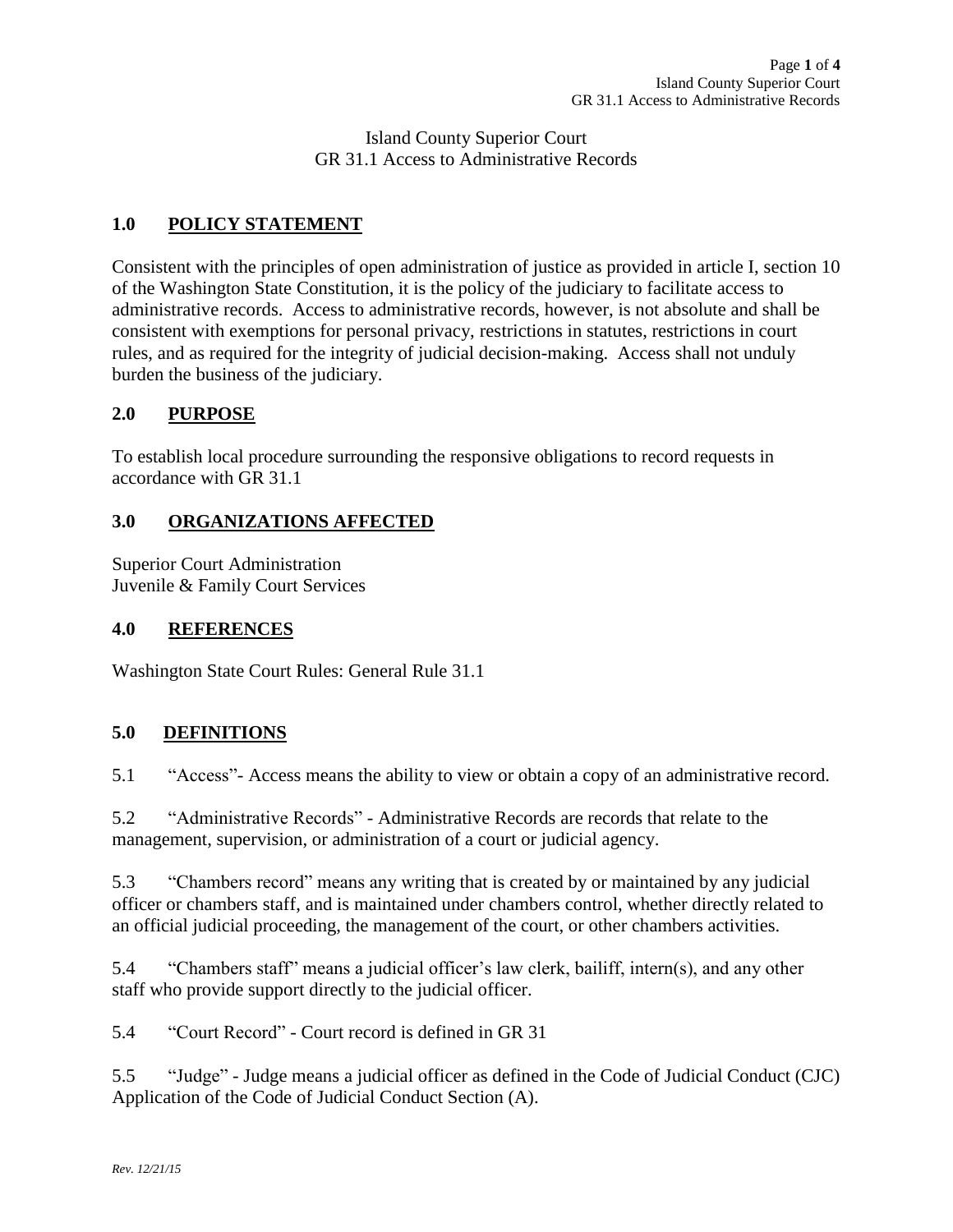Island County Superior Court
GR 31.1 Access to Administrative Records

## 1.0 POLICY STATEMENT

Consistent with the principles of open administration of justice as provided in article I, section 10 of the Washington State Constitution, it is the policy of the judiciary to facilitate access to administrative records. Access to administrative records, however, is not absolute and shall be consistent with exemptions for personal privacy, restrictions in statutes, restrictions in court rules, and as required for the integrity of judicial decision-making. Access shall not unduly burden the business of the judiciary.

## 2.0 PURPOSE

To establish local procedure surrounding the responsive obligations to record requests in accordance with GR 31.1

## 3.0 ORGANIZATIONS AFFECTED

Superior Court Administration
Juvenile & Family Court Services

## 4.0 REFERENCES

Washington State Court Rules: General Rule 31.1

## 5.0 DEFINITIONS

5.1 "Access"- Access means the ability to view or obtain a copy of an administrative record.

5.2 "Administrative Records" - Administrative Records are records that relate to the management, supervision, or administration of a court or judicial agency.

5.3 "Chambers record" means any writing that is created by or maintained by any judicial officer or chambers staff, and is maintained under chambers control, whether directly related to an official judicial proceeding, the management of the court, or other chambers activities.

5.4 "Chambers staff" means a judicial officer's law clerk, bailiff, intern(s), and any other staff who provide support directly to the judicial officer.

5.4 "Court Record" - Court record is defined in GR 31

5.5 "Judge" - Judge means a judicial officer as defined in the Code of Judicial Conduct (CJC) Application of the Code of Judicial Conduct Section (A).

*Rev. 12/21/15*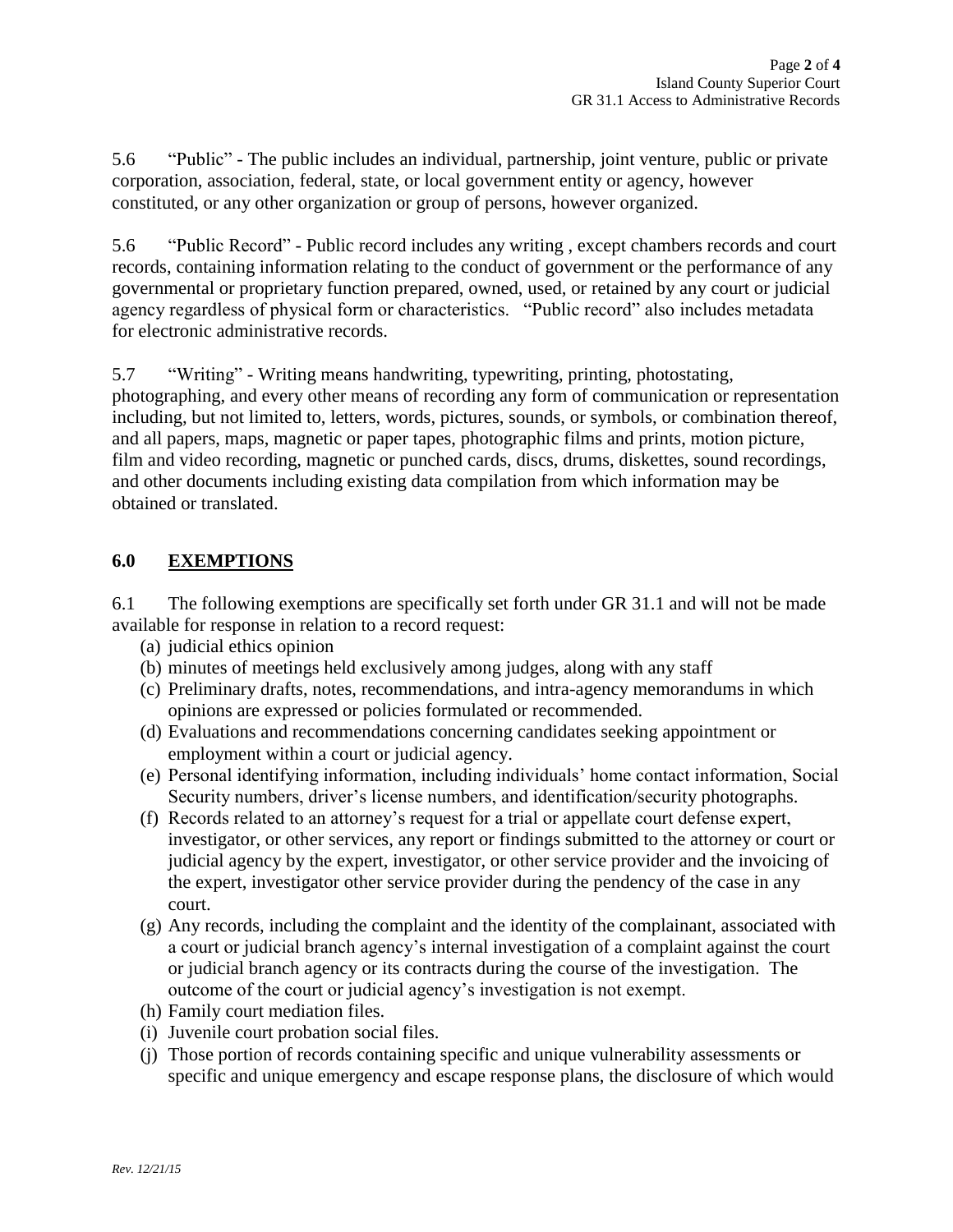5.6 "Public" - The public includes an individual, partnership, joint venture, public or private corporation, association, federal, state, or local government entity or agency, however constituted, or any other organization or group of persons, however organized.

5.6 "Public Record" - Public record includes any writing , except chambers records and court records, containing information relating to the conduct of government or the performance of any governmental or proprietary function prepared, owned, used, or retained by any court or judicial agency regardless of physical form or characteristics. "Public record" also includes metadata for electronic administrative records.

5.7 "Writing" - Writing means handwriting, typewriting, printing, photostating, photographing, and every other means of recording any form of communication or representation including, but not limited to, letters, words, pictures, sounds, or symbols, or combination thereof, and all papers, maps, magnetic or paper tapes, photographic films and prints, motion picture, film and video recording, magnetic or punched cards, discs, drums, diskettes, sound recordings, and other documents including existing data compilation from which information may be obtained or translated.

## 6.0 EXEMPTIONS

6.1 The following exemptions are specifically set forth under GR 31.1 and will not be made available for response in relation to a record request:

(a) judicial ethics opinion
(b) minutes of meetings held exclusively among judges, along with any staff
(c) Preliminary drafts, notes, recommendations, and intra-agency memorandums in which opinions are expressed or policies formulated or recommended.
(d) Evaluations and recommendations concerning candidates seeking appointment or employment within a court or judicial agency.
(e) Personal identifying information, including individuals' home contact information, Social Security numbers, driver's license numbers, and identification/security photographs.
(f) Records related to an attorney's request for a trial or appellate court defense expert, investigator, or other services, any report or findings submitted to the attorney or court or judicial agency by the expert, investigator, or other service provider and the invoicing of the expert, investigator other service provider during the pendency of the case in any court.
(g) Any records, including the complaint and the identity of the complainant, associated with a court or judicial branch agency's internal investigation of a complaint against the court or judicial branch agency or its contracts during the course of the investigation. The outcome of the court or judicial agency's investigation is not exempt.
(h) Family court mediation files.
(i) Juvenile court probation social files.
(j) Those portion of records containing specific and unique vulnerability assessments or specific and unique emergency and escape response plans, the disclosure of which would

*Rev. 12/21/15*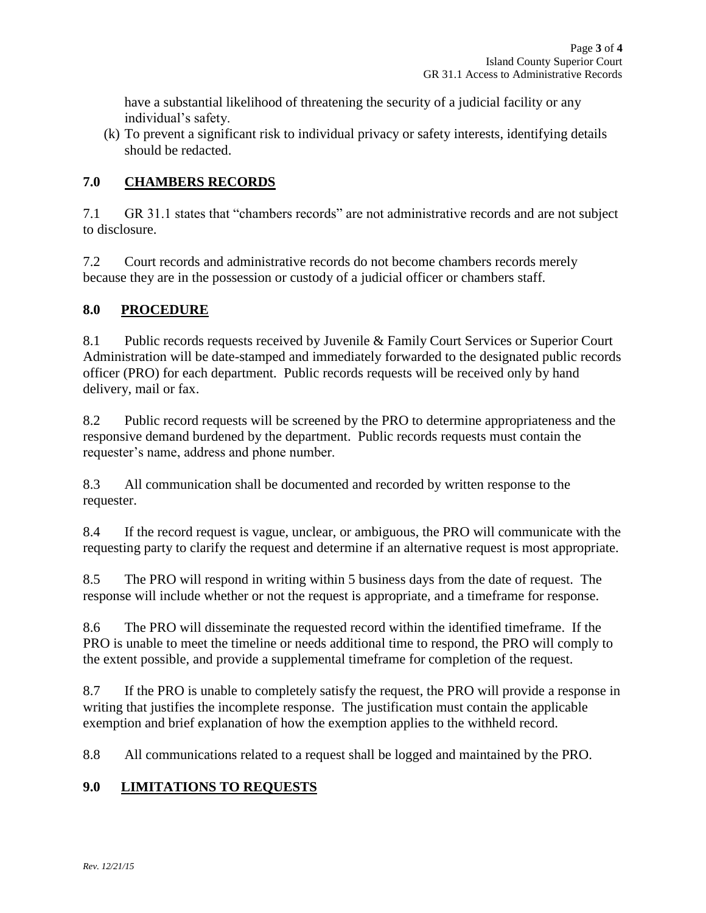have a substantial likelihood of threatening the security of a judicial facility or any individual's safety.

(k) To prevent a significant risk to individual privacy or safety interests, identifying details should be redacted.

## 7.0 CHAMBERS RECORDS

7.1 GR 31.1 states that "chambers records" are not administrative records and are not subject to disclosure.

7.2 Court records and administrative records do not become chambers records merely because they are in the possession or custody of a judicial officer or chambers staff.

## 8.0 PROCEDURE

8.1 Public records requests received by Juvenile & Family Court Services or Superior Court Administration will be date-stamped and immediately forwarded to the designated public records officer (PRO) for each department. Public records requests will be received only by hand delivery, mail or fax.

8.2 Public record requests will be screened by the PRO to determine appropriateness and the responsive demand burdened by the department. Public records requests must contain the requester's name, address and phone number.

8.3 All communication shall be documented and recorded by written response to the requester.

8.4 If the record request is vague, unclear, or ambiguous, the PRO will communicate with the requesting party to clarify the request and determine if an alternative request is most appropriate.

8.5 The PRO will respond in writing within 5 business days from the date of request. The response will include whether or not the request is appropriate, and a timeframe for response.

8.6 The PRO will disseminate the requested record within the identified timeframe. If the PRO is unable to meet the timeline or needs additional time to respond, the PRO will comply to the extent possible, and provide a supplemental timeframe for completion of the request.

8.7 If the PRO is unable to completely satisfy the request, the PRO will provide a response in writing that justifies the incomplete response. The justification must contain the applicable exemption and brief explanation of how the exemption applies to the withheld record.

8.8 All communications related to a request shall be logged and maintained by the PRO.

## 9.0 LIMITATIONS TO REQUESTS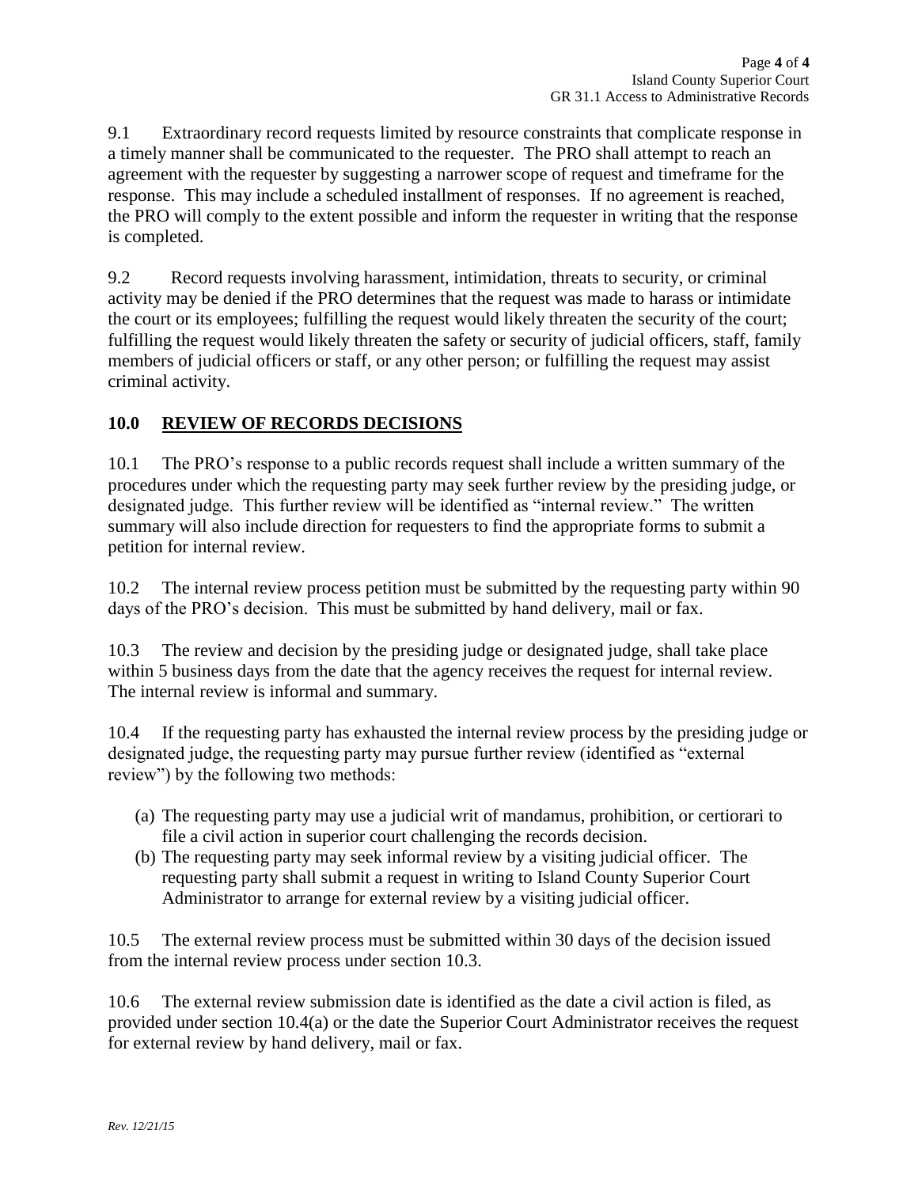9.1 Extraordinary record requests limited by resource constraints that complicate response in a timely manner shall be communicated to the requester. The PRO shall attempt to reach an agreement with the requester by suggesting a narrower scope of request and timeframe for the response. This may include a scheduled installment of responses. If no agreement is reached, the PRO will comply to the extent possible and inform the requester in writing that the response is completed.

9.2 Record requests involving harassment, intimidation, threats to security, or criminal activity may be denied if the PRO determines that the request was made to harass or intimidate the court or its employees; fulfilling the request would likely threaten the security of the court; fulfilling the request would likely threaten the safety or security of judicial officers, staff, family members of judicial officers or staff, or any other person; or fulfilling the request may assist criminal activity.

## 10.0 REVIEW OF RECORDS DECISIONS

10.1 The PRO's response to a public records request shall include a written summary of the procedures under which the requesting party may seek further review by the presiding judge, or designated judge. This further review will be identified as "internal review." The written summary will also include direction for requesters to find the appropriate forms to submit a petition for internal review.

10.2 The internal review process petition must be submitted by the requesting party within 90 days of the PRO's decision. This must be submitted by hand delivery, mail or fax.

10.3 The review and decision by the presiding judge or designated judge, shall take place within 5 business days from the date that the agency receives the request for internal review. The internal review is informal and summary.

10.4 If the requesting party has exhausted the internal review process by the presiding judge or designated judge, the requesting party may pursue further review (identified as "external review") by the following two methods:

(a) The requesting party may use a judicial writ of mandamus, prohibition, or certiorari to file a civil action in superior court challenging the records decision.
(b) The requesting party may seek informal review by a visiting judicial officer. The requesting party shall submit a request in writing to Island County Superior Court Administrator to arrange for external review by a visiting judicial officer.

10.5 The external review process must be submitted within 30 days of the decision issued from the internal review process under section 10.3.

10.6 The external review submission date is identified as the date a civil action is filed, as provided under section 10.4(a) or the date the Superior Court Administrator receives the request for external review by hand delivery, mail or fax.

*Rev. 12/21/15*